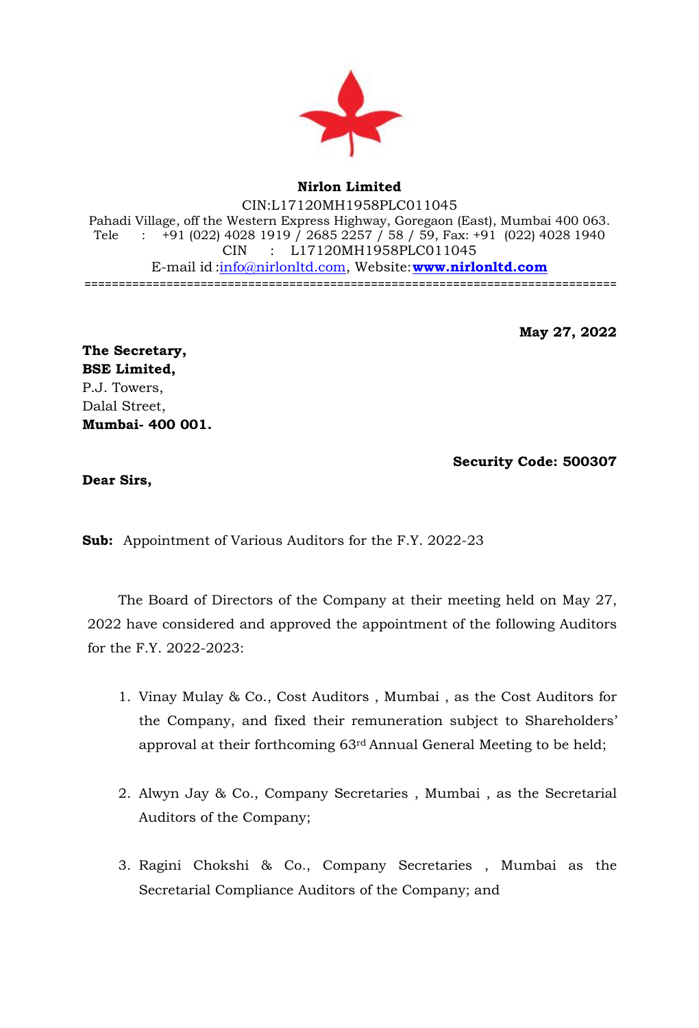**Nirlon Limited**

CIN:L17120MH1958PLC011045

Pahadi Village, off the Western Express Highway, Goregaon (East), Mumbai 400 063.

Tele : +91 (022) 4028 1919 / 2685 2257 / 58 / 59, Fax: +91 (022) 4028 1940

CIN : L17120MH1958PLC011045

E-mail id :info@nirlonltd.com, Website:**www.nirlonltd.com**

---

**May 27, 2022**

**The Secretary,**
**BSE Limited,**
P.J. Towers,
Dalal Street,
**Mumbai- 400 001.**

**Security Code: 500307**

**Dear Sirs,**

**Sub:** Appointment of Various Auditors for the F.Y. 2022-23

The Board of Directors of the Company at their meeting held on May 27, 2022 have considered and approved the appointment of the following Auditors for the F.Y. 2022-2023:

1. Vinay Mulay & Co., Cost Auditors , Mumbai , as the Cost Auditors for the Company, and fixed their remuneration subject to Shareholders' approval at their forthcoming 63rd Annual General Meeting to be held;

2. Alwyn Jay & Co., Company Secretaries , Mumbai , as the Secretarial Auditors of the Company;

3. Ragini Chokshi & Co., Company Secretaries , Mumbai as the Secretarial Compliance Auditors of the Company; and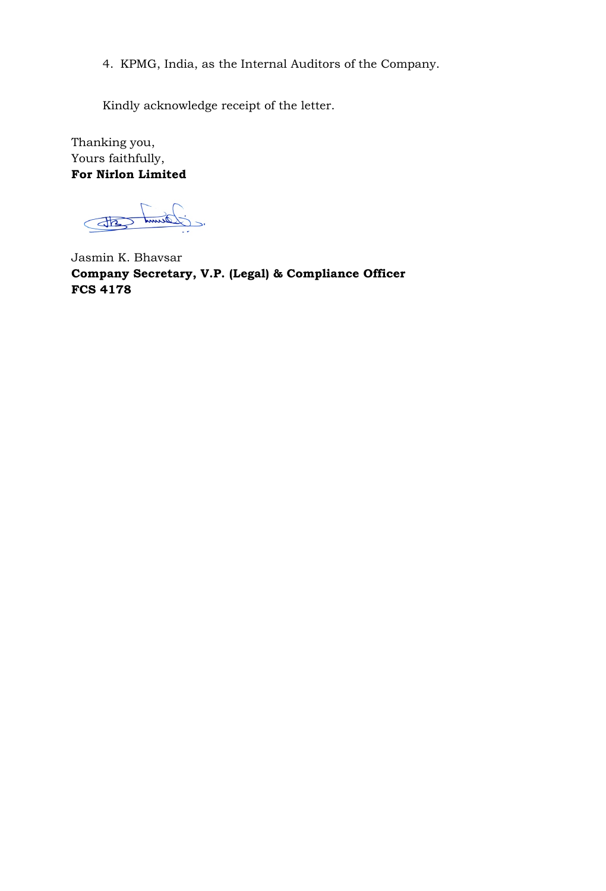4. KPMG, India, as the Internal Auditors of the Company.

Kindly acknowledge receipt of the letter.

Thanking you,
Yours faithfully,
**For Nirlon Limited**

Jasmin K. Bhavsar
**Company Secretary, V.P. (Legal) & Compliance Officer**
**FCS 4178**